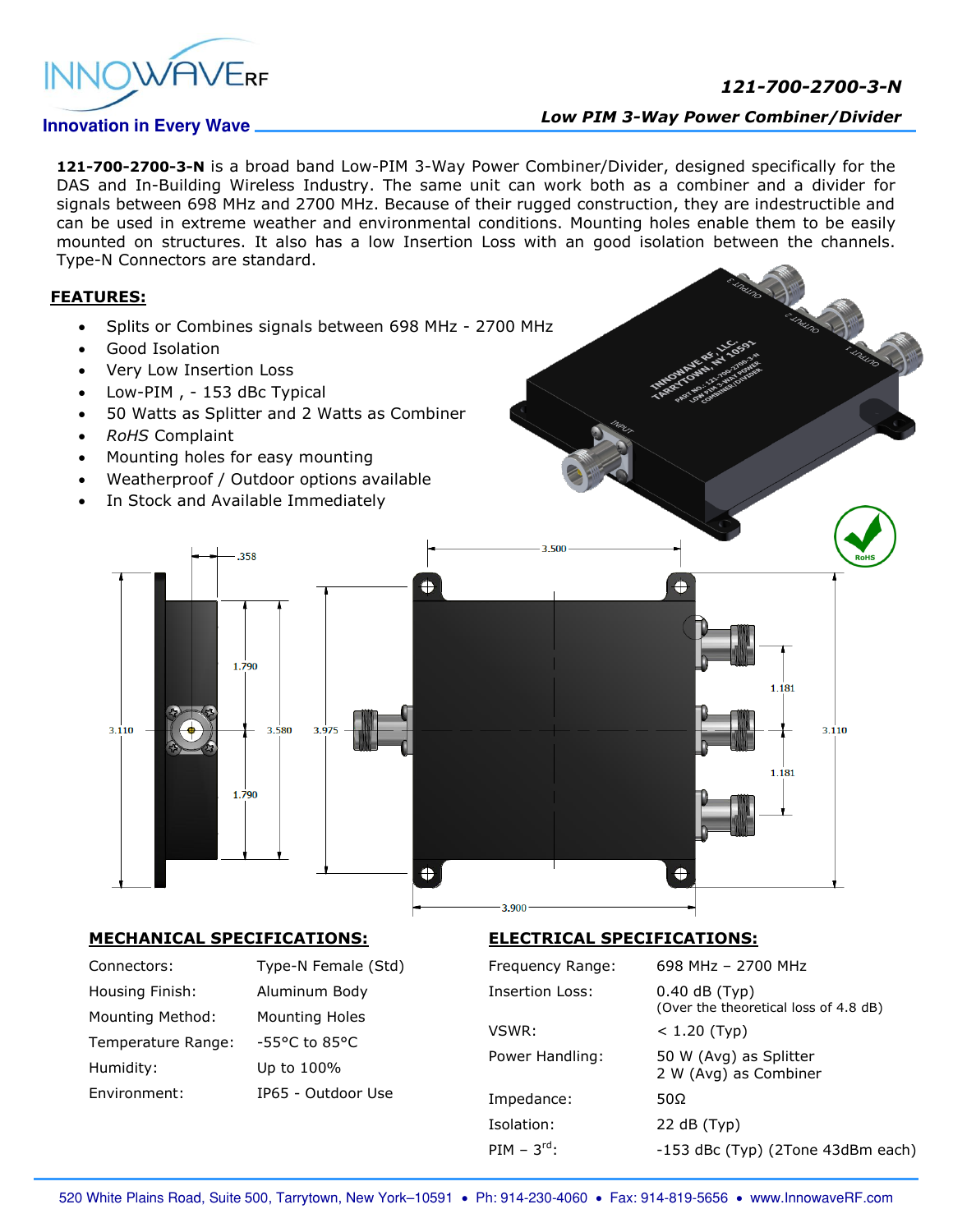# 121-700-2700-3-N

## Low PIM 3-Way Power Combiner/Divider

**121-700-2700-3-N** is a broad band Low-PIM 3-Way Power Combiner/Divider, designed specifically for the DAS and In-Building Wireless Industry. The same unit can work both as a combiner and a divider for signals between 698 MHz and 2700 MHz. Because of their rugged construction, they are indestructible and can be used in extreme weather and environmental conditions. Mounting holes enable them to be easily mounted on structures. It also has a low Insertion Loss with an good isolation between the channels. Type-N Connectors are standard.

## FEATURES:

- Splits or Combines signals between 698 MHz - 2700 MHz
- Good Isolation
- Very Low Insertion Loss
- Low-PIM , - 153 dBc Typical
- 50 Watts as Splitter and 2 Watts as Combiner
- *RoHS* Complaint
- Mounting holes for easy mounting
- Weatherproof / Outdoor options available
- In Stock and Available Immediately

## MECHANICAL SPECIFICATIONS:

| | |
|---|---|
| Connectors: | Type-N Female (Std) |
| Housing Finish: | Aluminum Body |
| Mounting Method: | Mounting Holes |
| Temperature Range: | -55°C to 85°C |
| Humidity: | Up to 100% |
| Environment: | IP65 - Outdoor Use |

## ELECTRICAL SPECIFICATIONS:

| | |
|---|---|
| Frequency Range: | 698 MHz – 2700 MHz |
| Insertion Loss: | 0.40 dB (Typ) (Over the theoretical loss of 4.8 dB) |
| VSWR: | < 1.20 (Typ) |
| Power Handling: | 50 W (Avg) as Splitter<br>2 W (Avg) as Combiner |
| Impedance: | 50Ω |
| Isolation: | 22 dB (Typ) |
| PIM – $3^{rd}$: | -153 dBc (Typ) (2Tone 43dBm each) |

520 White Plains Road, Suite 500, Tarrytown, New York–10591 • Ph: 914-230-4060 • Fax: 914-819-5656 • www.InnowaveRF.com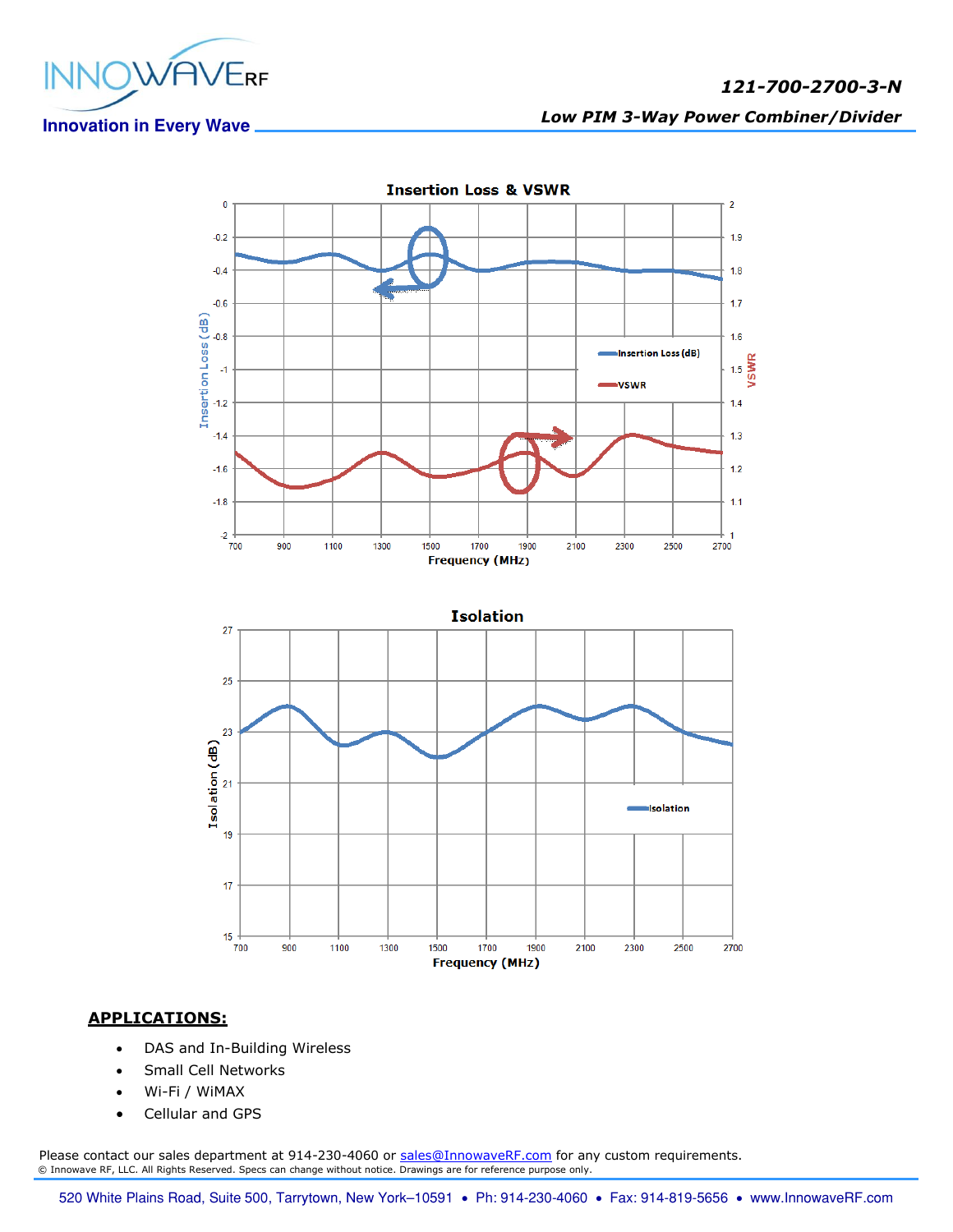121-700-2700-3-N

*Low PIM 3-Way Power Combiner/Divider*

Insertion Loss & VSWR

Insertion Loss (dB)

0
-0.2
-0.4
-0.6
-0.8
-1
-1.2
-1.4
-1.6
-1.8
-2

VSWR

2
1.9
1.8
1.7
1.6
1.5
1.4
1.3
1.2
1.1
1

700 900 1100 1300 1500 1700 1900 2100 2300 2500 2700

Frequency (MHz)

Insertion Loss (dB)
VSWR

Isolation

Isolation (dB)

27
25
23
21
19
17
15

700 900 1100 1300 1500 1700 1900 2100 2300 2500 2700

Frequency (MHz)

Isolation

## APPLICATIONS:

- DAS and In-Building Wireless
- Small Cell Networks
- Wi-Fi / WiMAX
- Cellular and GPS

Please contact our sales department at 914-230-4060 or sales@InnowaveRF.com for any custom requirements.

© Innowave RF, LLC. All Rights Reserved. Specs can change without notice. Drawings are for reference purpose only.

520 White Plains Road, Suite 500, Tarrytown, New York–10591 • Ph: 914-230-4060 • Fax: 914-819-5656 • www.InnowaveRF.com